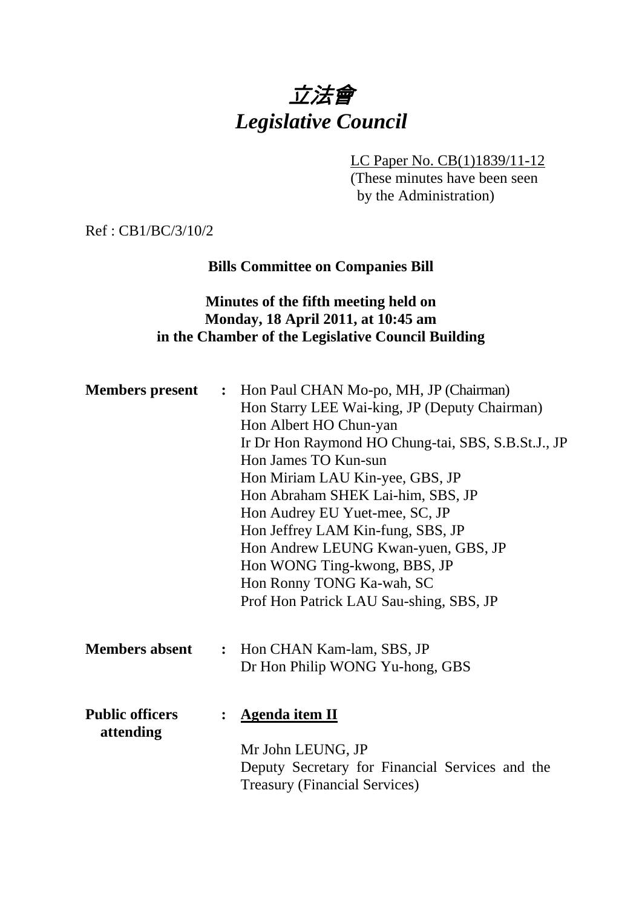# *立法會*
# *Legislative Council*

LC Paper No. CB(1)1839/11-12
(These minutes have been seen by the Administration)

Ref : CB1/BC/3/10/2

**Bills Committee on Companies Bill**

**Minutes of the fifth meeting held on Monday, 18 April 2011, at 10:45 am in the Chamber of the Legislative Council Building**

**Members present** : Hon Paul CHAN Mo-po, MH, JP (Chairman)
Hon Starry LEE Wai-king, JP (Deputy Chairman)
Hon Albert HO Chun-yan
Ir Dr Hon Raymond HO Chung-tai, SBS, S.B.St.J., JP
Hon James TO Kun-sun
Hon Miriam LAU Kin-yee, GBS, JP
Hon Abraham SHEK Lai-him, SBS, JP
Hon Audrey EU Yuet-mee, SC, JP
Hon Jeffrey LAM Kin-fung, SBS, JP
Hon Andrew LEUNG Kwan-yuen, GBS, JP
Hon WONG Ting-kwong, BBS, JP
Hon Ronny TONG Ka-wah, SC
Prof Hon Patrick LAU Sau-shing, SBS, JP

**Members absent** : Hon CHAN Kam-lam, SBS, JP
Dr Hon Philip WONG Yu-hong, GBS

**Public officers attending** : **Agenda item II**

Mr John LEUNG, JP
Deputy Secretary for Financial Services and the Treasury (Financial Services)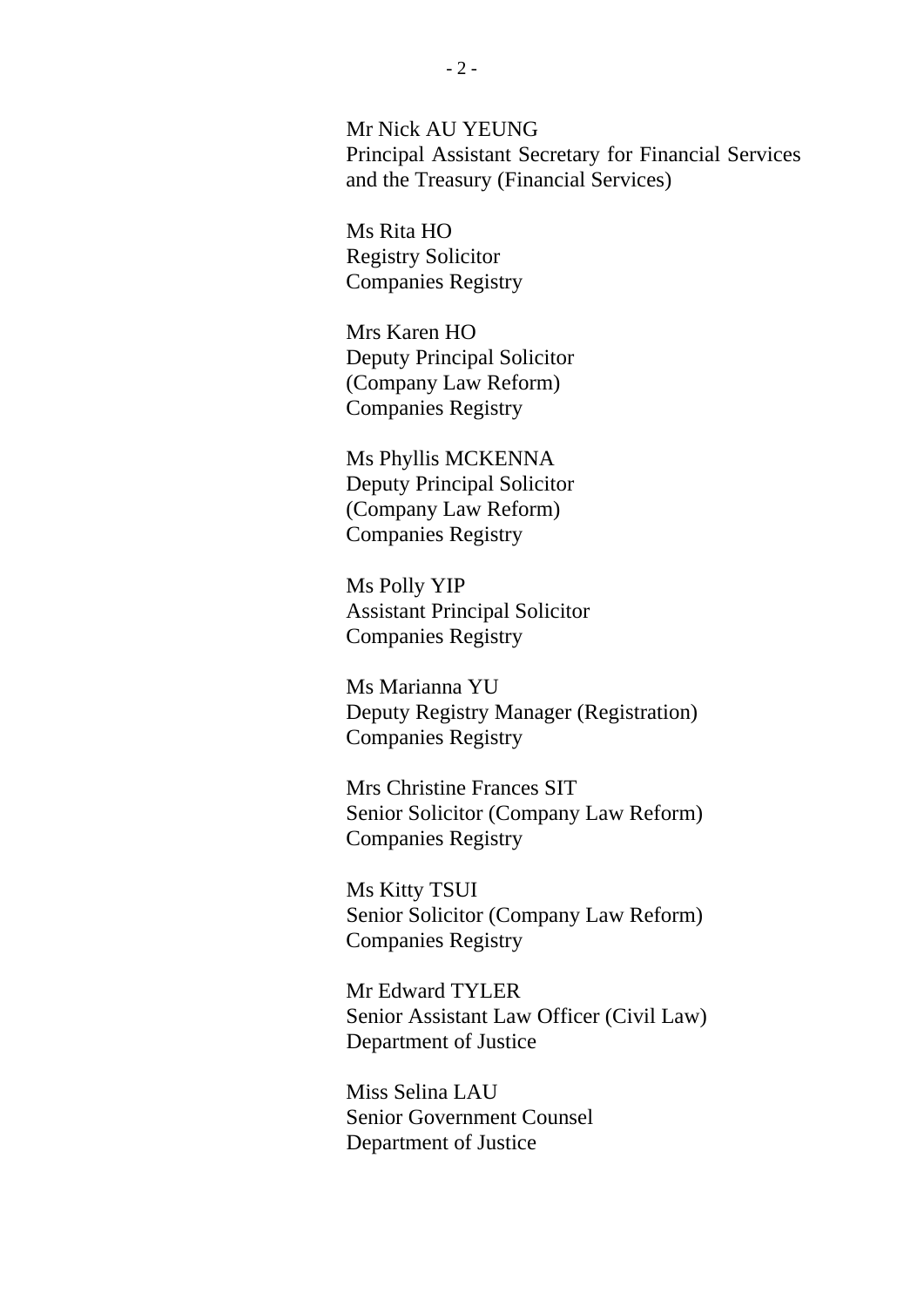Mr Nick AU YEUNG
Principal Assistant Secretary for Financial Services and the Treasury (Financial Services)

Ms Rita HO
Registry Solicitor
Companies Registry

Mrs Karen HO
Deputy Principal Solicitor
(Company Law Reform)
Companies Registry

Ms Phyllis MCKENNA
Deputy Principal Solicitor
(Company Law Reform)
Companies Registry

Ms Polly YIP
Assistant Principal Solicitor
Companies Registry

Ms Marianna YU
Deputy Registry Manager (Registration)
Companies Registry

Mrs Christine Frances SIT
Senior Solicitor (Company Law Reform)
Companies Registry

Ms Kitty TSUI
Senior Solicitor (Company Law Reform)
Companies Registry

Mr Edward TYLER
Senior Assistant Law Officer (Civil Law)
Department of Justice

Miss Selina LAU
Senior Government Counsel
Department of Justice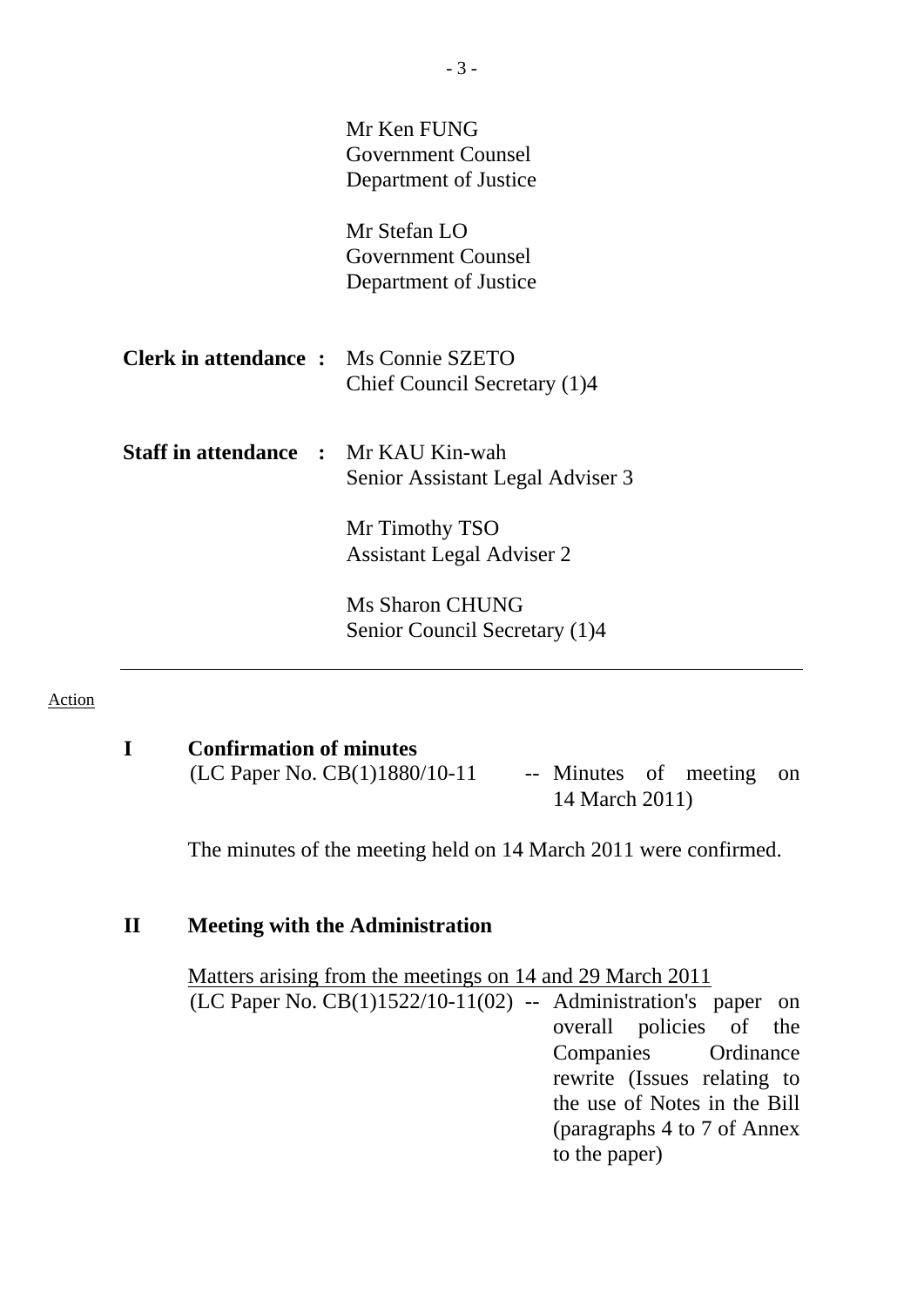Mr Ken FUNG
Government Counsel
Department of Justice

Mr Stefan LO
Government Counsel
Department of Justice

**Clerk in attendance :** Ms Connie SZETO
Chief Council Secretary (1)4

**Staff in attendance :** Mr KAU Kin-wah
Senior Assistant Legal Adviser 3

Mr Timothy TSO
Assistant Legal Adviser 2

Ms Sharon CHUNG
Senior Council Secretary (1)4

---

Action

## I Confirmation of minutes

(LC Paper No. CB(1)1880/10-11 -- Minutes of meeting on 14 March 2011)

The minutes of the meeting held on 14 March 2011 were confirmed.

## II Meeting with the Administration

Matters arising from the meetings on 14 and 29 March 2011

(LC Paper No. CB(1)1522/10-11(02) -- Administration's paper on overall policies of the Companies Ordinance rewrite (Issues relating to the use of Notes in the Bill (paragraphs 4 to 7 of Annex to the paper)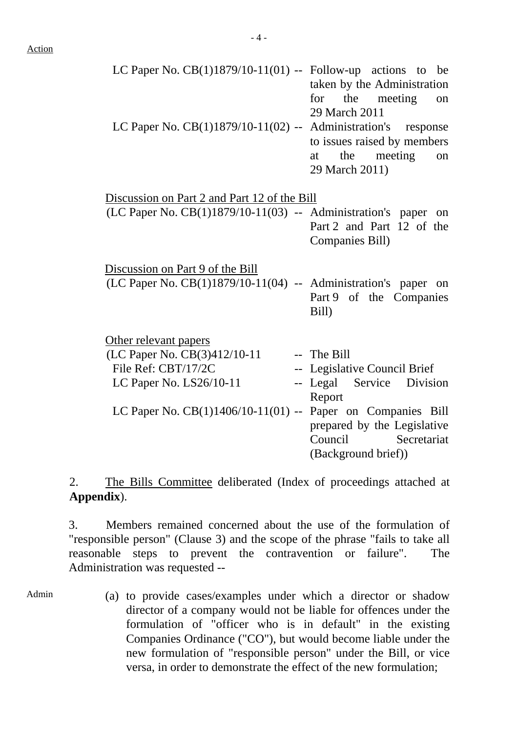Action

LC Paper No. CB(1)1879/10-11(01) -- Follow-up actions to be taken by the Administration for the meeting on 29 March 2011

LC Paper No. CB(1)1879/10-11(02) -- Administration's response to issues raised by members at the meeting on 29 March 2011)

Discussion on Part 2 and Part 12 of the Bill

(LC Paper No. CB(1)1879/10-11(03) -- Administration's paper on Part 2 and Part 12 of the Companies Bill)

Discussion on Part 9 of the Bill

(LC Paper No. CB(1)1879/10-11(04) -- Administration's paper on Part 9 of the Companies Bill)

Other relevant papers

(LC Paper No. CB(3)412/10-11 -- The Bill

File Ref: CBT/17/2C -- Legislative Council Brief

LC Paper No. LS26/10-11 -- Legal Service Division Report

LC Paper No. CB(1)1406/10-11(01) -- Paper on Companies Bill prepared by the Legislative Council Secretariat (Background brief))

2. The Bills Committee deliberated (Index of proceedings attached at **Appendix**).

3. Members remained concerned about the use of the formulation of "responsible person" (Clause 3) and the scope of the phrase "fails to take all reasonable steps to prevent the contravention or failure". The Administration was requested --

Admin

(a) to provide cases/examples under which a director or shadow director of a company would not be liable for offences under the formulation of "officer who is in default" in the existing Companies Ordinance ("CO"), but would become liable under the new formulation of "responsible person" under the Bill, or vice versa, in order to demonstrate the effect of the new formulation;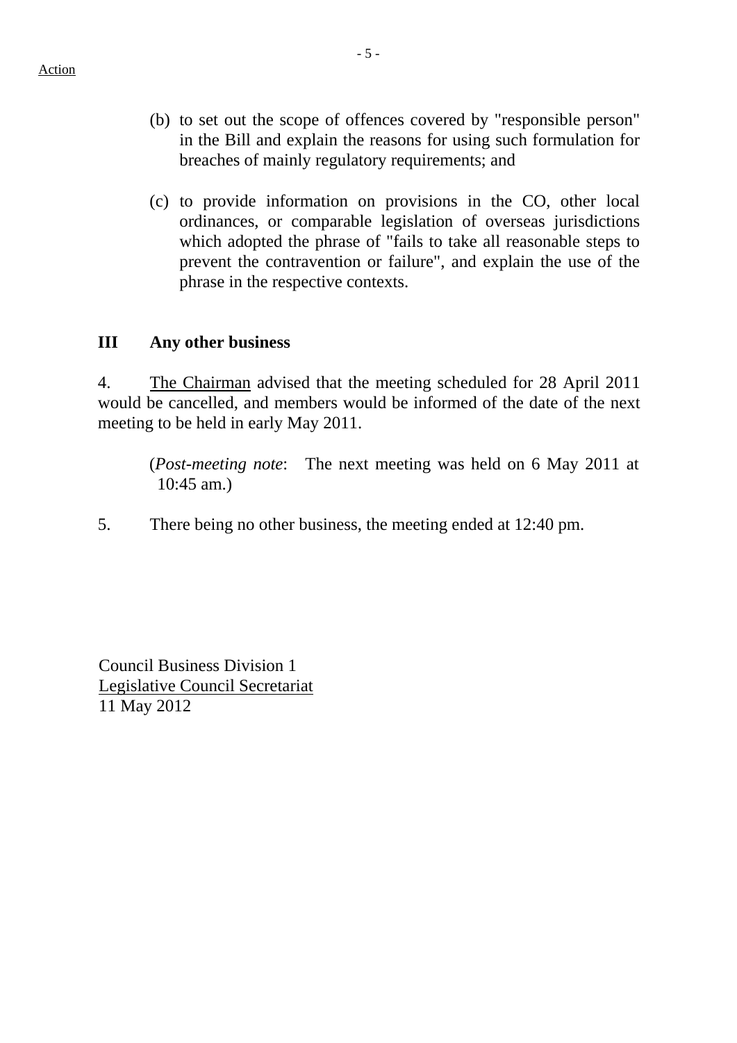Action

(b) to set out the scope of offences covered by "responsible person" in the Bill and explain the reasons for using such formulation for breaches of mainly regulatory requirements; and

(c) to provide information on provisions in the CO, other local ordinances, or comparable legislation of overseas jurisdictions which adopted the phrase of "fails to take all reasonable steps to prevent the contravention or failure", and explain the use of the phrase in the respective contexts.

## III Any other business

4. The Chairman advised that the meeting scheduled for 28 April 2011 would be cancelled, and members would be informed of the date of the next meeting to be held in early May 2011.

(*Post-meeting note*: The next meeting was held on 6 May 2011 at 10:45 am.)

5. There being no other business, the meeting ended at 12:40 pm.

Council Business Division 1
Legislative Council Secretariat
11 May 2012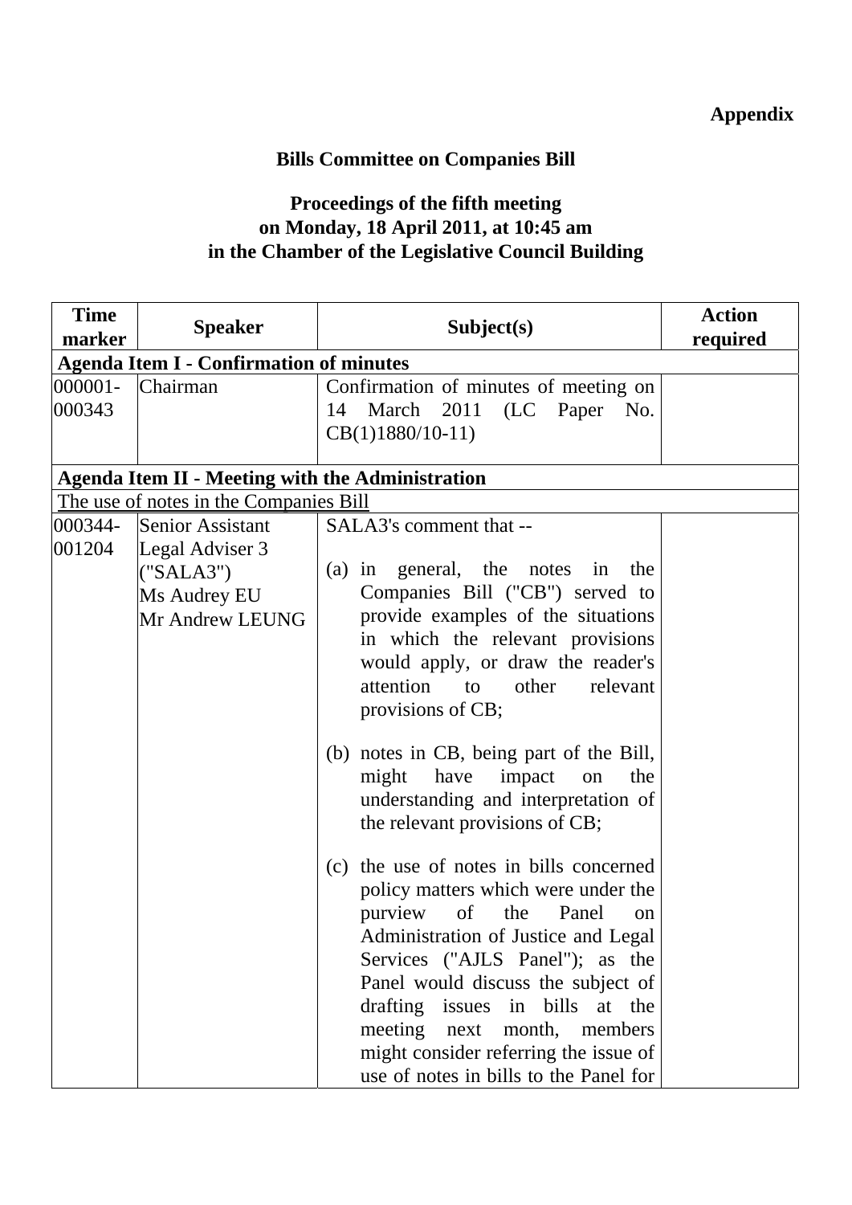**Appendix**

**Bills Committee on Companies Bill**

**Proceedings of the fifth meeting on Monday, 18 April 2011, at 10:45 am in the Chamber of the Legislative Council Building**

| Time marker | Speaker | Subject(s) | Action required |
|---|---|---|---|
| **Agenda Item I - Confirmation of minutes** | | | |
| 000001-000343 | Chairman | Confirmation of minutes of meeting on 14 March 2011 (LC Paper No. CB(1)1880/10-11) | |
| **Agenda Item II - Meeting with the Administration** | | | |
| The use of notes in the Companies Bill | | | |
| 000344-001204 | Senior Assistant Legal Adviser 3 ("SALA3")<br>Ms Audrey EU<br>Mr Andrew LEUNG | SALA3's comment that --<br><br>(a) in general, the notes in the Companies Bill ("CB") served to provide examples of the situations in which the relevant provisions would apply, or draw the reader's attention to other relevant provisions of CB;<br><br>(b) notes in CB, being part of the Bill, might have impact on the understanding and interpretation of the relevant provisions of CB;<br><br>(c) the use of notes in bills concerned policy matters which were under the purview of the Panel on Administration of Justice and Legal Services ("AJLS Panel"); as the Panel would discuss the subject of drafting issues in bills at the meeting next month, members might consider referring the issue of use of notes in bills to the Panel for | |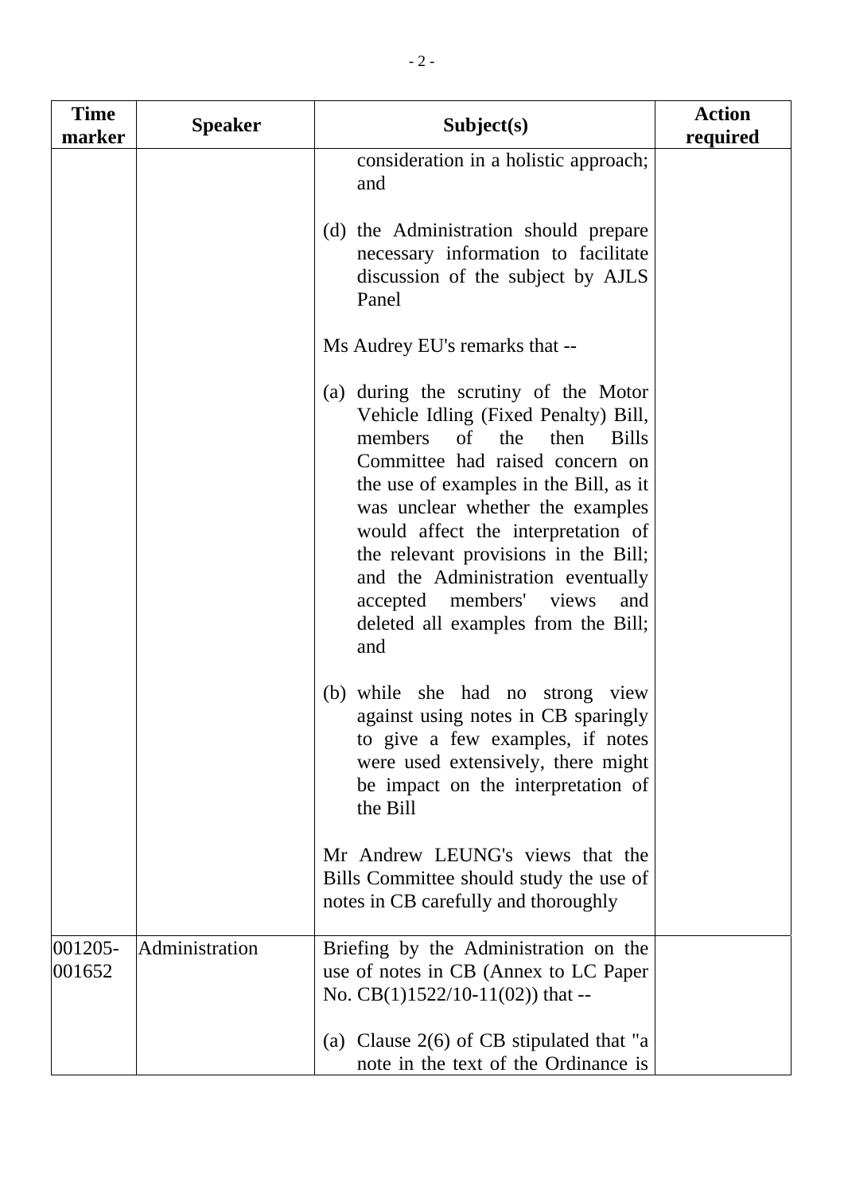| Time marker | Speaker | Subject(s) | Action required |
|---|---|---|---|
| | | consideration in a holistic approach; and<br><br>(d) the Administration should prepare necessary information to facilitate discussion of the subject by AJLS Panel<br><br>Ms Audrey EU's remarks that --<br><br>(a) during the scrutiny of the Motor Vehicle Idling (Fixed Penalty) Bill, members of the then Bills Committee had raised concern on the use of examples in the Bill, as it was unclear whether the examples would affect the interpretation of the relevant provisions in the Bill; and the Administration eventually accepted members' views and deleted all examples from the Bill; and<br><br>(b) while she had no strong view against using notes in CB sparingly to give a few examples, if notes were used extensively, there might be impact on the interpretation of the Bill<br><br>Mr Andrew LEUNG's views that the Bills Committee should study the use of notes in CB carefully and thoroughly | |
| 001205-001652 | Administration | Briefing by the Administration on the use of notes in CB (Annex to LC Paper No. CB(1)1522/10-11(02)) that --<br><br>(a) Clause 2(6) of CB stipulated that "a note in the text of the Ordinance is | |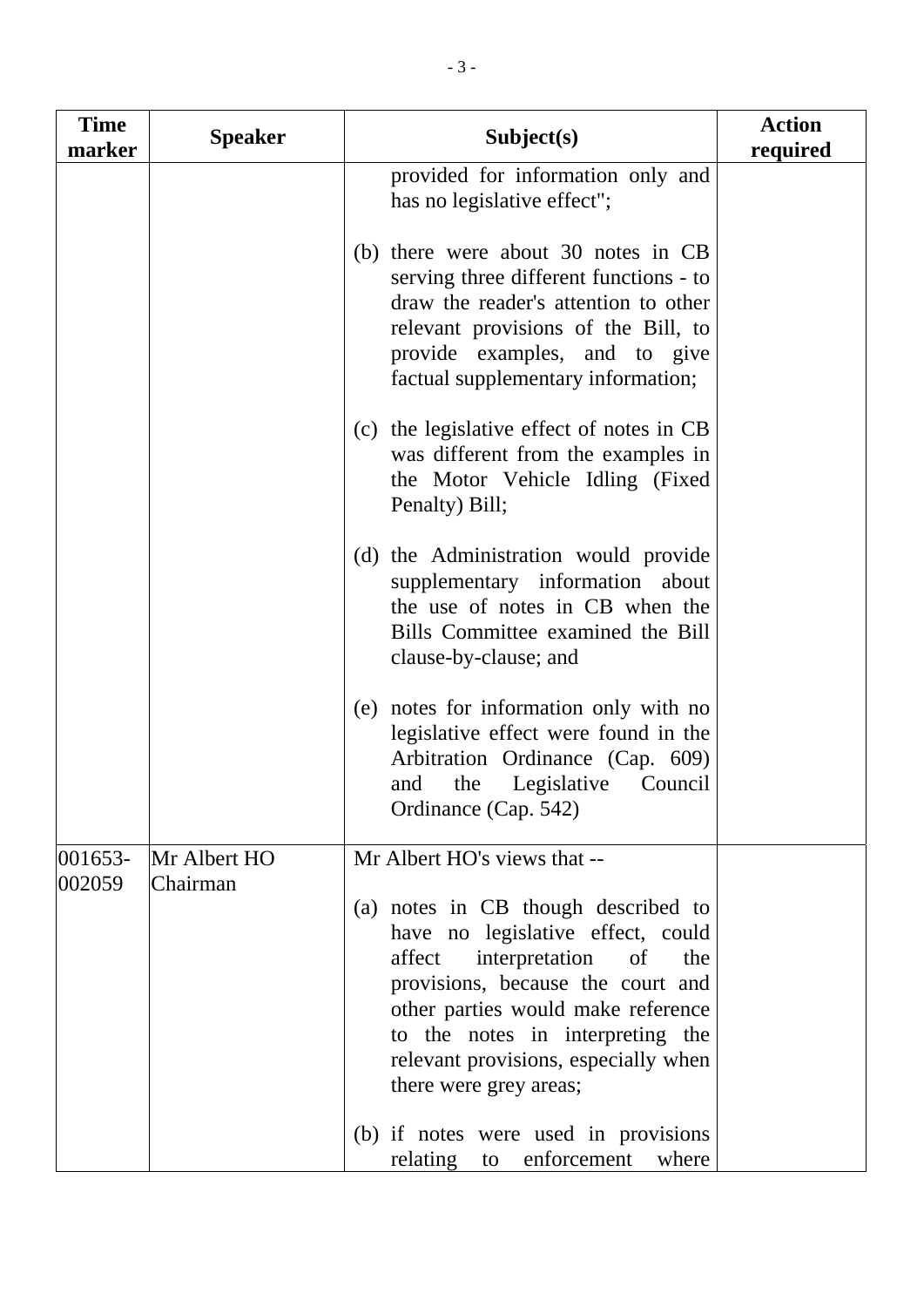| Time marker | Speaker | Subject(s) | Action required |
|---|---|---|---|
| | | provided for information only and has no legislative effect";<br><br>(b) there were about 30 notes in CB serving three different functions - to draw the reader's attention to other relevant provisions of the Bill, to provide examples, and to give factual supplementary information;<br><br>(c) the legislative effect of notes in CB was different from the examples in the Motor Vehicle Idling (Fixed Penalty) Bill;<br><br>(d) the Administration would provide supplementary information about the use of notes in CB when the Bills Committee examined the Bill clause-by-clause; and<br><br>(e) notes for information only with no legislative effect were found in the Arbitration Ordinance (Cap. 609) and the Legislative Council Ordinance (Cap. 542) | |
| 001653-002059 | Mr Albert HO<br>Chairman | Mr Albert HO's views that --<br><br>(a) notes in CB though described to have no legislative effect, could affect interpretation of the provisions, because the court and other parties would make reference to the notes in interpreting the relevant provisions, especially when there were grey areas;<br><br>(b) if notes were used in provisions relating to enforcement where | |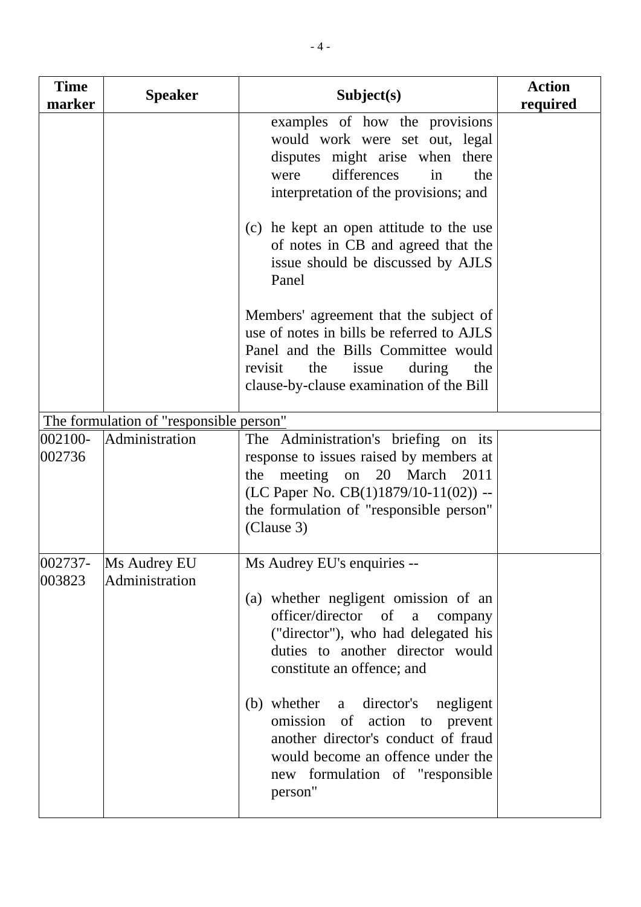| Time marker | Speaker | Subject(s) | Action required |
|---|---|---|---|
| | | examples of how the provisions would work were set out, legal disputes might arise when there were differences in the interpretation of the provisions; and<br><br>(c) he kept an open attitude to the use of notes in CB and agreed that the issue should be discussed by AJLS Panel<br><br>Members' agreement that the subject of use of notes in bills be referred to AJLS Panel and the Bills Committee would revisit the issue during the clause-by-clause examination of the Bill | |
| The formulation of "responsible person" | | | |
| 002100-002736 | Administration | The Administration's briefing on its response to issues raised by members at the meeting on 20 March 2011 (LC Paper No. CB(1)1879/10-11(02)) -- the formulation of "responsible person" (Clause 3) | |
| 002737-003823 | Ms Audrey EU<br>Administration | Ms Audrey EU's enquiries --<br><br>(a) whether negligent omission of an officer/director of a company ("director"), who had delegated his duties to another director would constitute an offence; and<br><br>(b) whether a director's negligent omission of action to prevent another director's conduct of fraud would become an offence under the new formulation of "responsible person" | |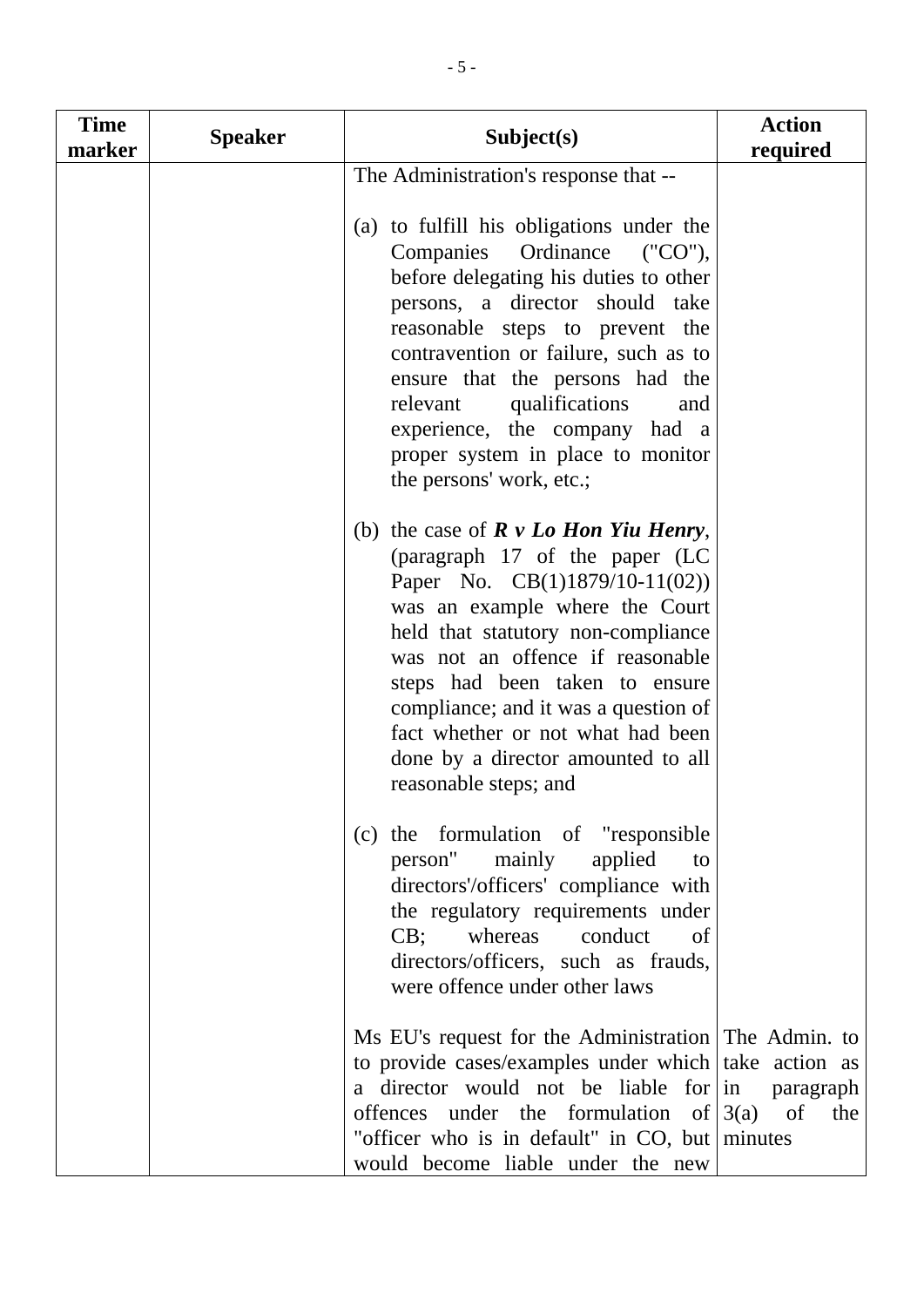| Time marker | Speaker | Subject(s) | Action required |
|---|---|---|---|
| | | The Administration's response that --<br><br>(a) to fulfill his obligations under the Companies Ordinance ("CO"), before delegating his duties to other persons, a director should take reasonable steps to prevent the contravention or failure, such as to ensure that the persons had the relevant qualifications and experience, the company had a proper system in place to monitor the persons' work, etc.;<br><br>(b) the case of ***R v Lo Hon Yiu Henry***, (paragraph 17 of the paper (LC Paper No. CB(1)1879/10-11(02)) was an example where the Court held that statutory non-compliance was not an offence if reasonable steps had been taken to ensure compliance; and it was a question of fact whether or not what had been done by a director amounted to all reasonable steps; and<br><br>(c) the formulation of "responsible person" mainly applied to directors'/officers' compliance with the regulatory requirements under CB; whereas conduct of directors/officers, such as frauds, were offence under other laws | |
| | | Ms EU's request for the Administration to provide cases/examples under which a director would not be liable for offences under the formulation of "officer who is in default" in CO, but would become liable under the new | The Admin. to take action as in paragraph 3(a) of the minutes |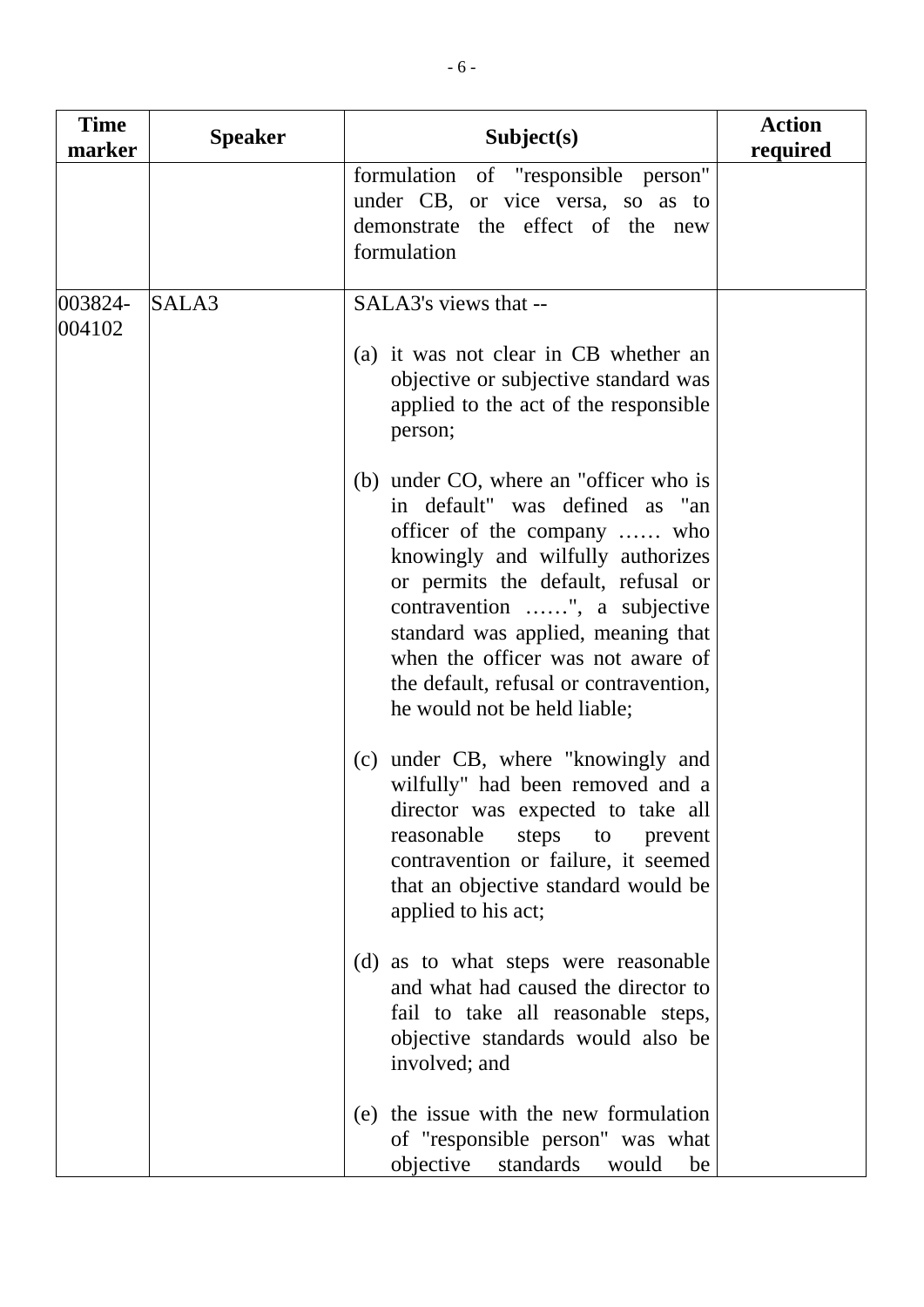| Time marker | Speaker | Subject(s) | Action required |
|---|---|---|---|
| | | formulation of "responsible person" under CB, or vice versa, so as to demonstrate the effect of the new formulation | |
| 003824-004102 | SALA3 | SALA3's views that --<br><br>(a) it was not clear in CB whether an objective or subjective standard was applied to the act of the responsible person;<br><br>(b) under CO, where an "officer who is in default" was defined as "an officer of the company …… who knowingly and wilfully authorizes or permits the default, refusal or contravention ……", a subjective standard was applied, meaning that when the officer was not aware of the default, refusal or contravention, he would not be held liable;<br><br>(c) under CB, where "knowingly and wilfully" had been removed and a director was expected to take all reasonable steps to prevent contravention or failure, it seemed that an objective standard would be applied to his act;<br><br>(d) as to what steps were reasonable and what had caused the director to fail to take all reasonable steps, objective standards would also be involved; and<br><br>(e) the issue with the new formulation of "responsible person" was what objective standards would be | |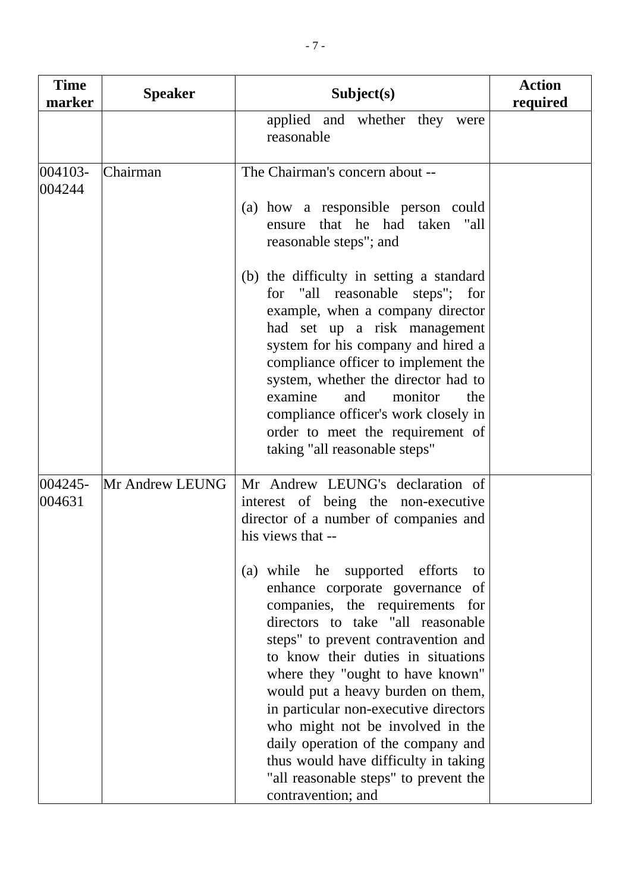| Time marker | Speaker | Subject(s) | Action required |
|---|---|---|---|
| | | applied and whether they were reasonable | |
| 004103-004244 | Chairman | The Chairman's concern about --<br><br>(a) how a responsible person could ensure that he had taken "all reasonable steps"; and<br><br>(b) the difficulty in setting a standard for "all reasonable steps"; for example, when a company director had set up a risk management system for his company and hired a compliance officer to implement the system, whether the director had to examine and monitor the compliance officer's work closely in order to meet the requirement of taking "all reasonable steps" | |
| 004245-004631 | Mr Andrew LEUNG | Mr Andrew LEUNG's declaration of interest of being the non-executive director of a number of companies and his views that --<br><br>(a) while he supported efforts to enhance corporate governance of companies, the requirements for directors to take "all reasonable steps" to prevent contravention and to know their duties in situations where they "ought to have known" would put a heavy burden on them, in particular non-executive directors who might not be involved in the daily operation of the company and thus would have difficulty in taking "all reasonable steps" to prevent the contravention; and | |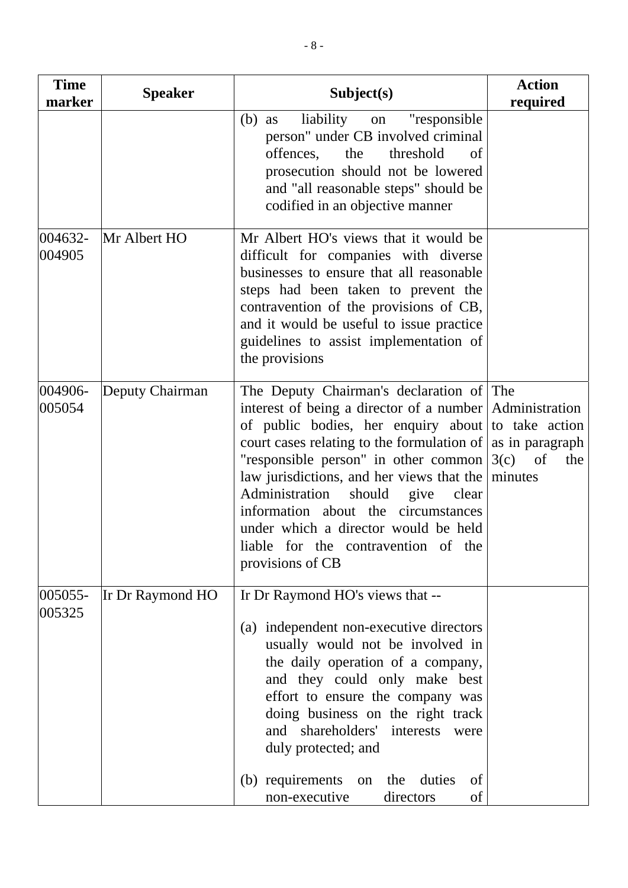| Time marker | Speaker | Subject(s) | Action required |
|---|---|---|---|
| | | (b) as liability on "responsible person" under CB involved criminal offences, the threshold of prosecution should not be lowered and "all reasonable steps" should be codified in an objective manner | |
| 004632-004905 | Mr Albert HO | Mr Albert HO's views that it would be difficult for companies with diverse businesses to ensure that all reasonable steps had been taken to prevent the contravention of the provisions of CB, and it would be useful to issue practice guidelines to assist implementation of the provisions | |
| 004906-005054 | Deputy Chairman | The Deputy Chairman's declaration of interest of being a director of a number of public bodies, her enquiry about court cases relating to the formulation of "responsible person" in other common law jurisdictions, and her views that the Administration should give clear information about the circumstances under which a director would be held liable for the contravention of the provisions of CB | The Administration to take action as in paragraph 3(c) of the minutes |
| 005055-005325 | Ir Dr Raymond HO | Ir Dr Raymond HO's views that --<br><br>(a) independent non-executive directors usually would not be involved in the daily operation of a company, and they could only make best effort to ensure the company was doing business on the right track and shareholders' interests were duly protected; and<br><br>(b) requirements on the duties of non-executive directors of | |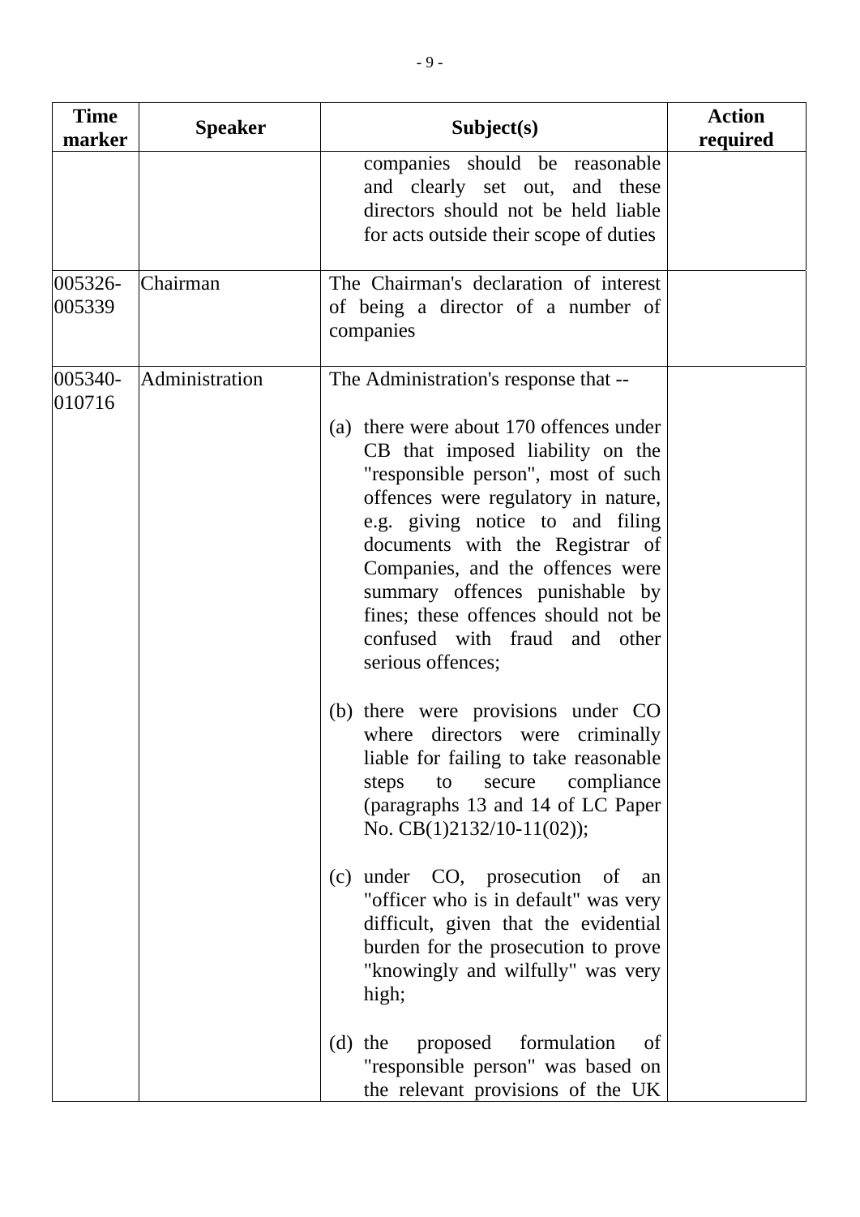| Time marker | Speaker | Subject(s) | Action required |
|---|---|---|---|
| | | companies should be reasonable and clearly set out, and these directors should not be held liable for acts outside their scope of duties | |
| 005326-005339 | Chairman | The Chairman's declaration of interest of being a director of a number of companies | |
| 005340-010716 | Administration | The Administration's response that --<br><br>(a) there were about 170 offences under CB that imposed liability on the "responsible person", most of such offences were regulatory in nature, e.g. giving notice to and filing documents with the Registrar of Companies, and the offences were summary offences punishable by fines; these offences should not be confused with fraud and other serious offences;<br><br>(b) there were provisions under CO where directors were criminally liable for failing to take reasonable steps to secure compliance (paragraphs 13 and 14 of LC Paper No. CB(1)2132/10-11(02));<br><br>(c) under CO, prosecution of an "officer who is in default" was very difficult, given that the evidential burden for the prosecution to prove "knowingly and wilfully" was very high;<br><br>(d) the proposed formulation of "responsible person" was based on the relevant provisions of the UK | |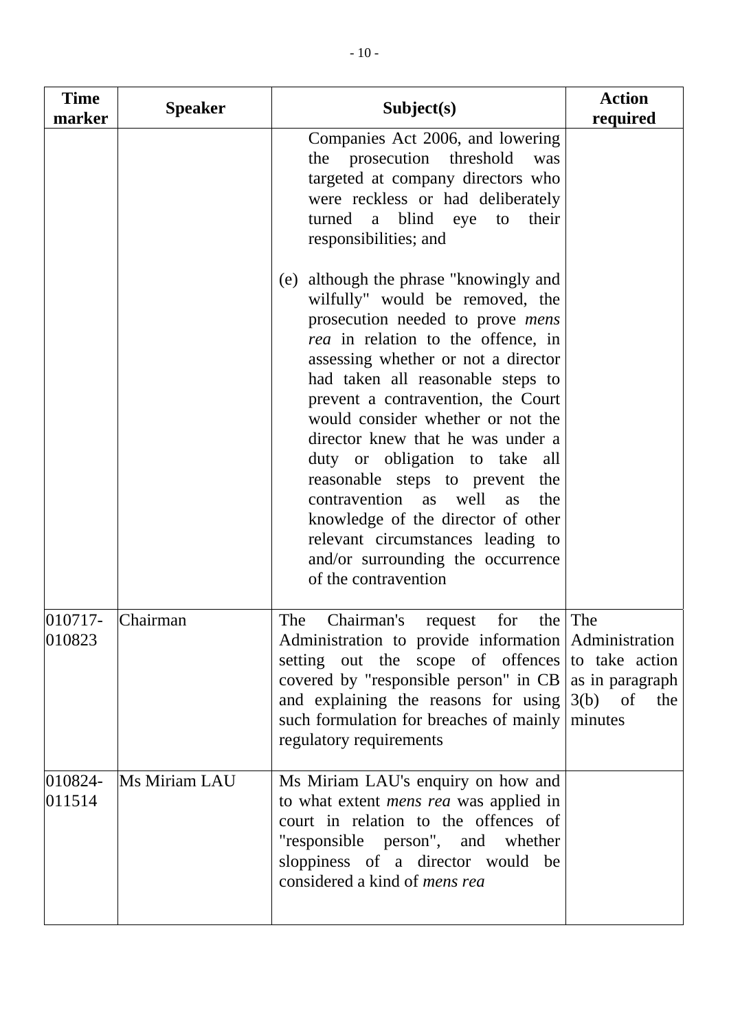| Time marker | Speaker | Subject(s) | Action required |
|---|---|---|---|
| | | Companies Act 2006, and lowering the prosecution threshold was targeted at company directors who were reckless or had deliberately turned a blind eye to their responsibilities; and<br><br>(e) although the phrase "knowingly and wilfully" would be removed, the prosecution needed to prove *mens rea* in relation to the offence, in assessing whether or not a director had taken all reasonable steps to prevent a contravention, the Court would consider whether or not the director knew that he was under a duty or obligation to take all reasonable steps to prevent the contravention as well as the knowledge of the director of other relevant circumstances leading to and/or surrounding the occurrence of the contravention | |
| 010717-010823 | Chairman | The Chairman's request for the Administration to provide information setting out the scope of offences covered by "responsible person" in CB and explaining the reasons for using such formulation for breaches of mainly regulatory requirements | The Administration to take action as in paragraph 3(b) of the minutes |
| 010824-011514 | Ms Miriam LAU | Ms Miriam LAU's enquiry on how and to what extent *mens rea* was applied in court in relation to the offences of "responsible person", and whether sloppiness of a director would be considered a kind of *mens rea* | |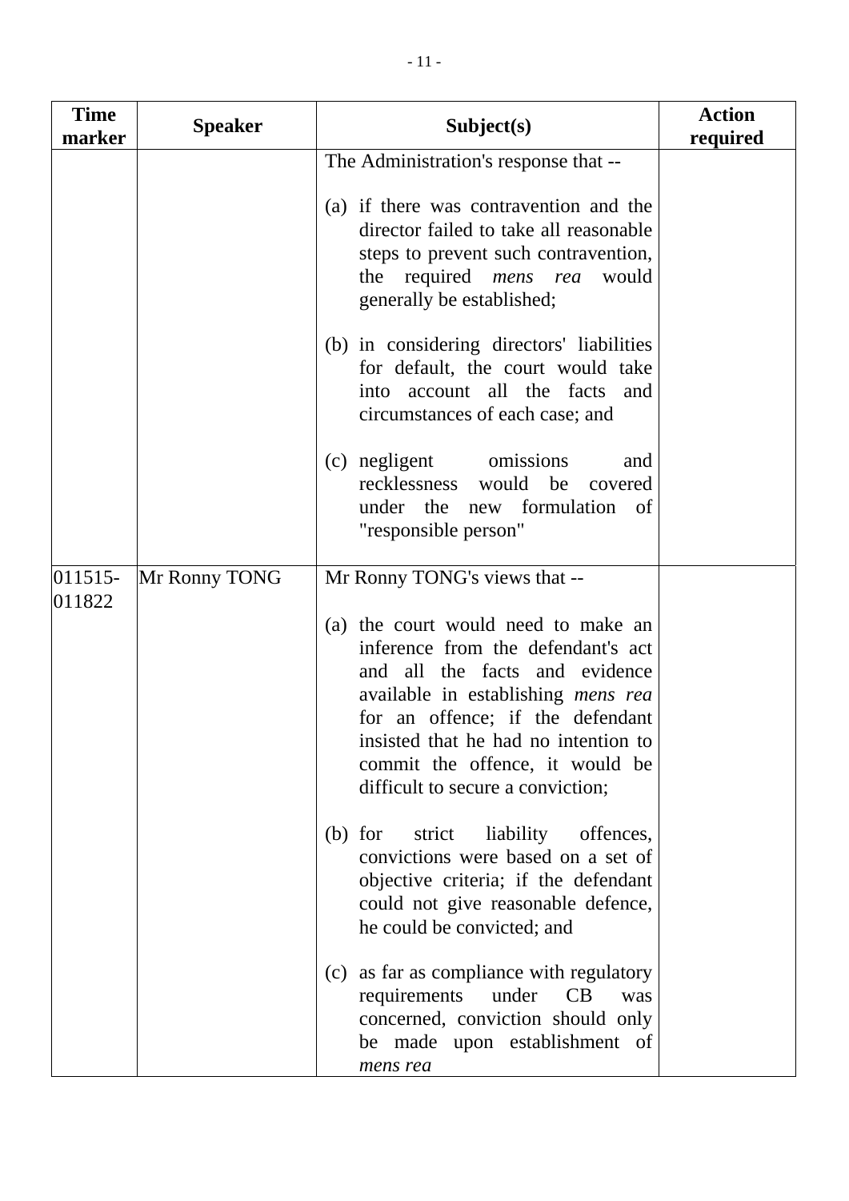| Time marker | Speaker | Subject(s) | Action required |
|---|---|---|---|
| | | The Administration's response that --<br><br>(a) if there was contravention and the director failed to take all reasonable steps to prevent such contravention, the required *mens rea* would generally be established;<br><br>(b) in considering directors' liabilities for default, the court would take into account all the facts and circumstances of each case; and<br><br>(c) negligent omissions and recklessness would be covered under the new formulation of "responsible person" | |
| 011515-011822 | Mr Ronny TONG | Mr Ronny TONG's views that --<br><br>(a) the court would need to make an inference from the defendant's act and all the facts and evidence available in establishing *mens rea* for an offence; if the defendant insisted that he had no intention to commit the offence, it would be difficult to secure a conviction;<br><br>(b) for strict liability offences, convictions were based on a set of objective criteria; if the defendant could not give reasonable defence, he could be convicted; and<br><br>(c) as far as compliance with regulatory requirements under CB was concerned, conviction should only be made upon establishment of *mens rea* | |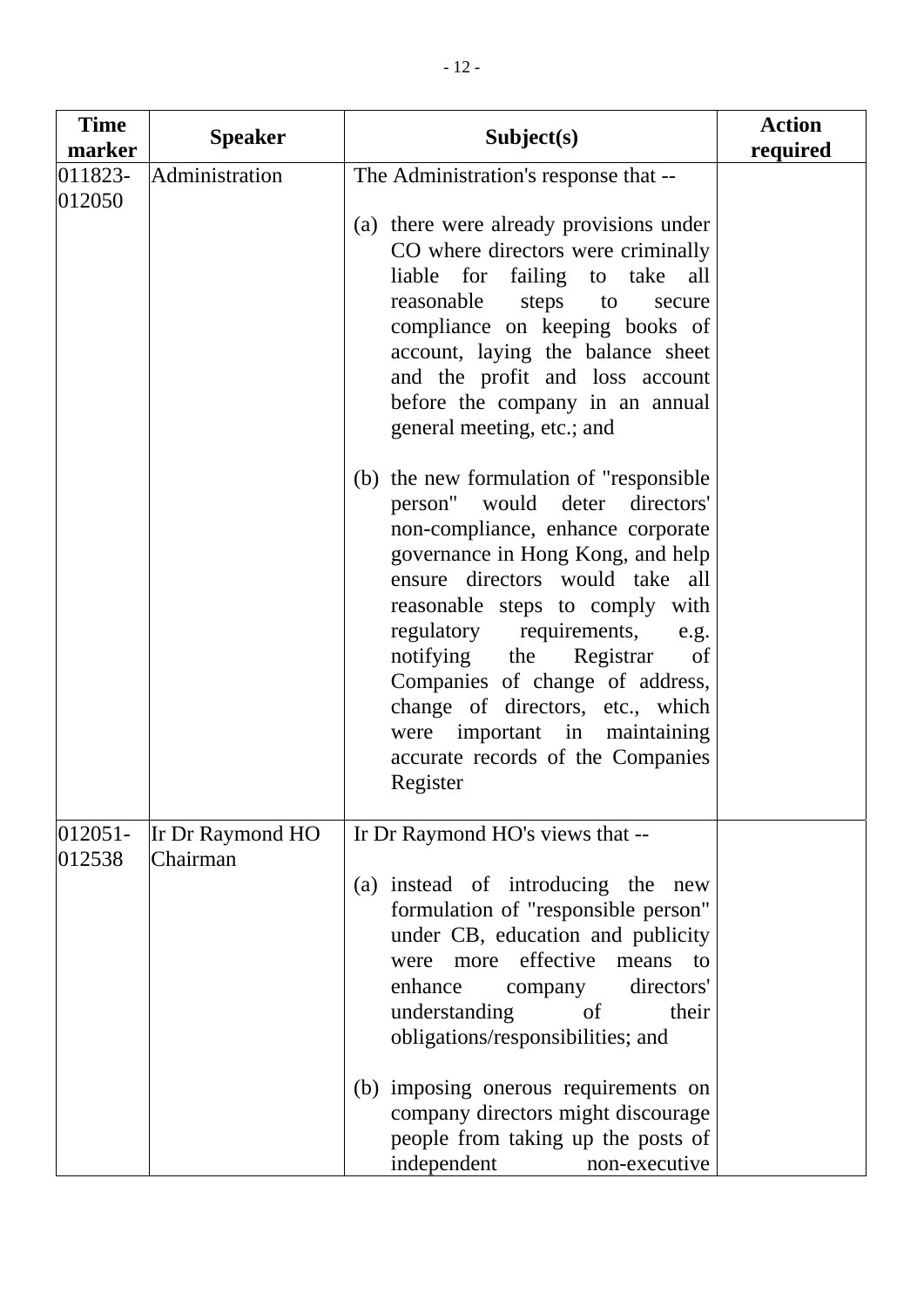| Time marker | Speaker | Subject(s) | Action required |
|---|---|---|---|
| 011823-012050 | Administration | The Administration's response that --<br><br>(a) there were already provisions under CO where directors were criminally liable for failing to take all reasonable steps to secure compliance on keeping books of account, laying the balance sheet and the profit and loss account before the company in an annual general meeting, etc.; and<br><br>(b) the new formulation of "responsible person" would deter directors' non-compliance, enhance corporate governance in Hong Kong, and help ensure directors would take all reasonable steps to comply with regulatory requirements, e.g. notifying the Registrar of Companies of change of address, change of directors, etc., which were important in maintaining accurate records of the Companies Register | |
| 012051-012538 | Ir Dr Raymond HO<br>Chairman | Ir Dr Raymond HO's views that --<br><br>(a) instead of introducing the new formulation of "responsible person" under CB, education and publicity were more effective means to enhance company directors' understanding of their obligations/responsibilities; and<br><br>(b) imposing onerous requirements on company directors might discourage people from taking up the posts of independent non-executive | |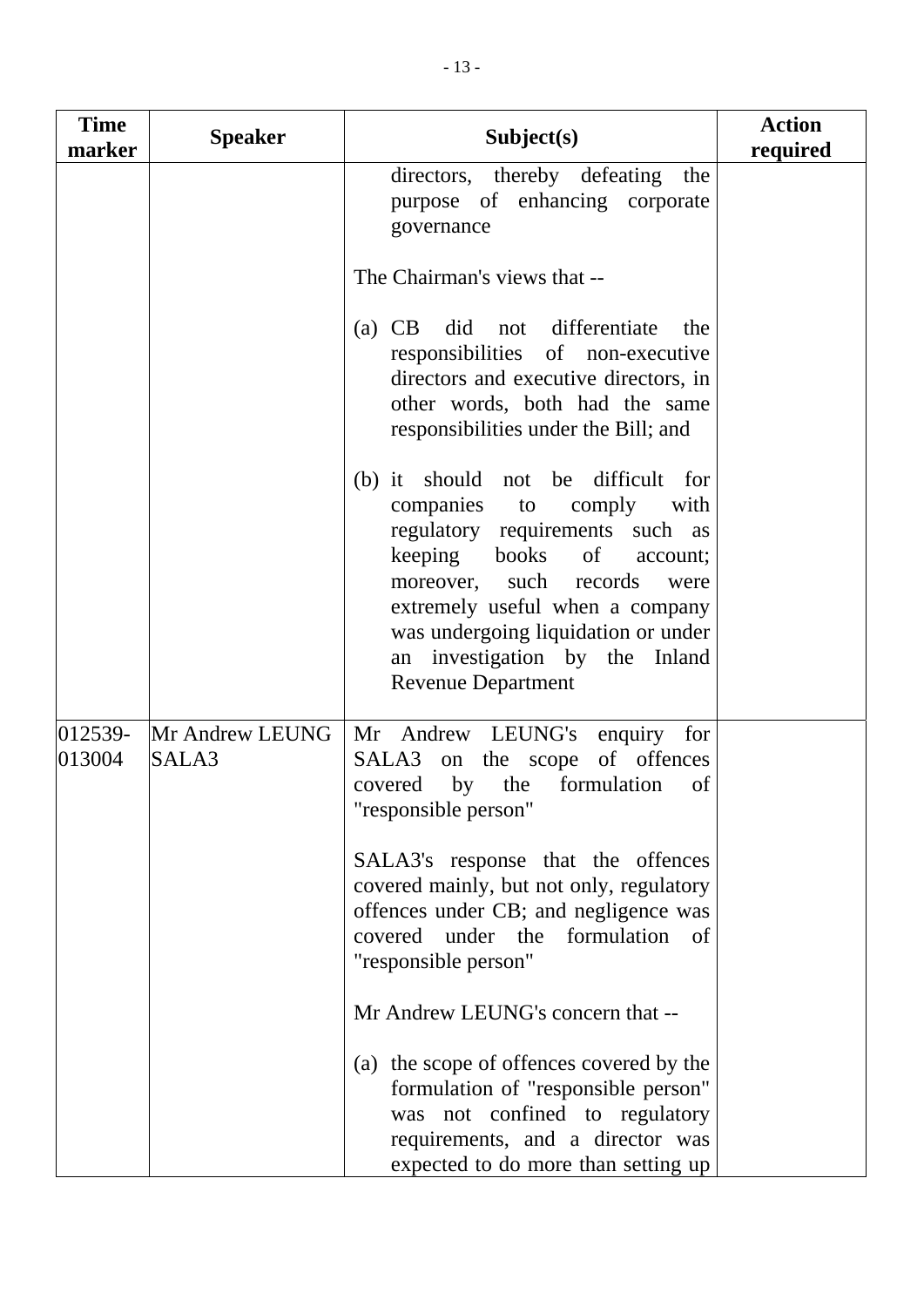| Time marker | Speaker | Subject(s) | Action required |
|---|---|---|---|
| | | directors, thereby defeating the purpose of enhancing corporate governance<br><br>The Chairman's views that --<br><br>(a) CB did not differentiate the responsibilities of non-executive directors and executive directors, in other words, both had the same responsibilities under the Bill; and<br><br>(b) it should not be difficult for companies to comply with regulatory requirements such as keeping books of account; moreover, such records were extremely useful when a company was undergoing liquidation or under an investigation by the Inland Revenue Department | |
| 012539-013004 | Mr Andrew LEUNG<br>SALA3 | Mr Andrew LEUNG's enquiry for SALA3 on the scope of offences covered by the formulation of "responsible person"<br><br>SALA3's response that the offences covered mainly, but not only, regulatory offences under CB; and negligence was covered under the formulation of "responsible person"<br><br>Mr Andrew LEUNG's concern that --<br><br>(a) the scope of offences covered by the formulation of "responsible person" was not confined to regulatory requirements, and a director was expected to do more than setting up | |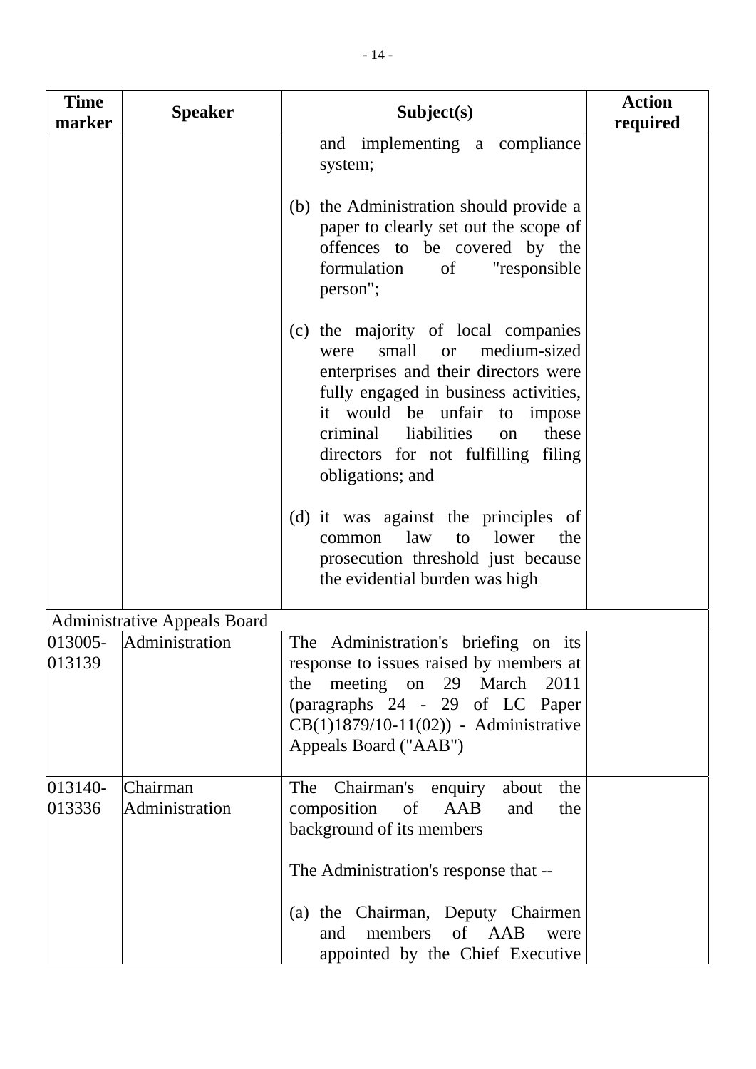| Time marker | Speaker | Subject(s) | Action required |
|---|---|---|---|
| | | and implementing a compliance system;<br><br>(b) the Administration should provide a paper to clearly set out the scope of offences to be covered by the formulation of "responsible person";<br><br>(c) the majority of local companies were small or medium-sized enterprises and their directors were fully engaged in business activities, it would be unfair to impose criminal liabilities on these directors for not fulfilling filing obligations; and<br><br>(d) it was against the principles of common law to lower the prosecution threshold just because the evidential burden was high | |
| Administrative Appeals Board | | | |
| 013005-013139 | Administration | The Administration's briefing on its response to issues raised by members at the meeting on 29 March 2011 (paragraphs 24 - 29 of LC Paper CB(1)1879/10-11(02)) - Administrative Appeals Board ("AAB") | |
| 013140-013336 | Chairman<br>Administration | The Chairman's enquiry about the composition of AAB and the background of its members<br><br>The Administration's response that --<br><br>(a) the Chairman, Deputy Chairmen and members of AAB were appointed by the Chief Executive | |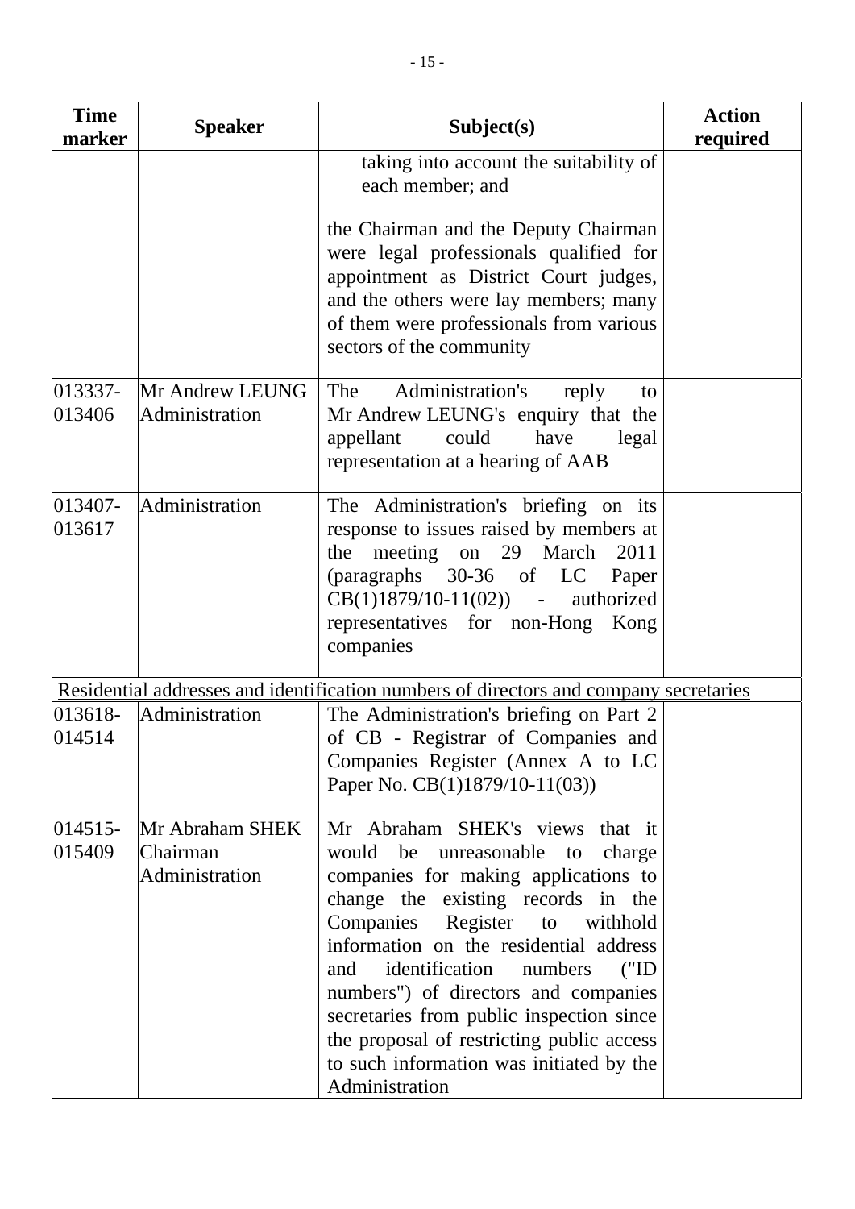| Time marker | Speaker | Subject(s) | Action required |
|---|---|---|---|
| | | taking into account the suitability of each member; and<br><br>the Chairman and the Deputy Chairman were legal professionals qualified for appointment as District Court judges, and the others were lay members; many of them were professionals from various sectors of the community | |
| 013337-013406 | Mr Andrew LEUNG<br>Administration | The Administration's reply to Mr Andrew LEUNG's enquiry that the appellant could have legal representation at a hearing of AAB | |
| 013407-013617 | Administration | The Administration's briefing on its response to issues raised by members at the meeting on 29 March 2011 (paragraphs 30-36 of LC Paper CB(1)1879/10-11(02)) - authorized representatives for non-Hong Kong companies | |
| Residential addresses and identification numbers of directors and company secretaries | | | |
| 013618-014514 | Administration | The Administration's briefing on Part 2 of CB - Registrar of Companies and Companies Register (Annex A to LC Paper No. CB(1)1879/10-11(03)) | |
| 014515-015409 | Mr Abraham SHEK<br>Chairman<br>Administration | Mr Abraham SHEK's views that it would be unreasonable to charge companies for making applications to change the existing records in the Companies Register to withhold information on the residential address and identification numbers ("ID numbers") of directors and companies secretaries from public inspection since the proposal of restricting public access to such information was initiated by the Administration | |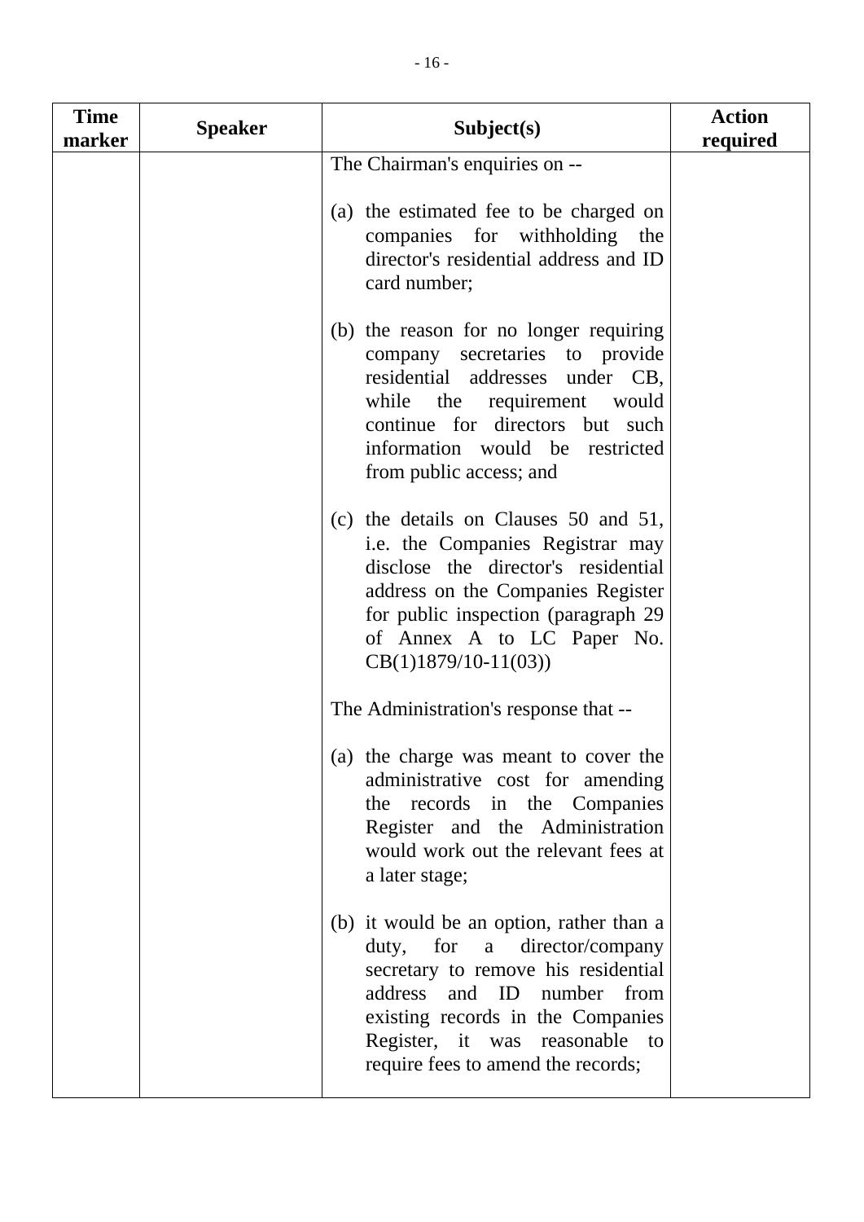| Time marker | Speaker | Subject(s) | Action required |
|---|---|---|---|
| | | The Chairman's enquiries on --<br><br>(a) the estimated fee to be charged on companies for withholding the director's residential address and ID card number;<br><br>(b) the reason for no longer requiring company secretaries to provide residential addresses under CB, while the requirement would continue for directors but such information would be restricted from public access; and<br><br>(c) the details on Clauses 50 and 51, i.e. the Companies Registrar may disclose the director's residential address on the Companies Register for public inspection (paragraph 29 of Annex A to LC Paper No. CB(1)1879/10-11(03))<br><br>The Administration's response that --<br><br>(a) the charge was meant to cover the administrative cost for amending the records in the Companies Register and the Administration would work out the relevant fees at a later stage;<br><br>(b) it would be an option, rather than a duty, for a director/company secretary to remove his residential address and ID number from existing records in the Companies Register, it was reasonable to require fees to amend the records; | |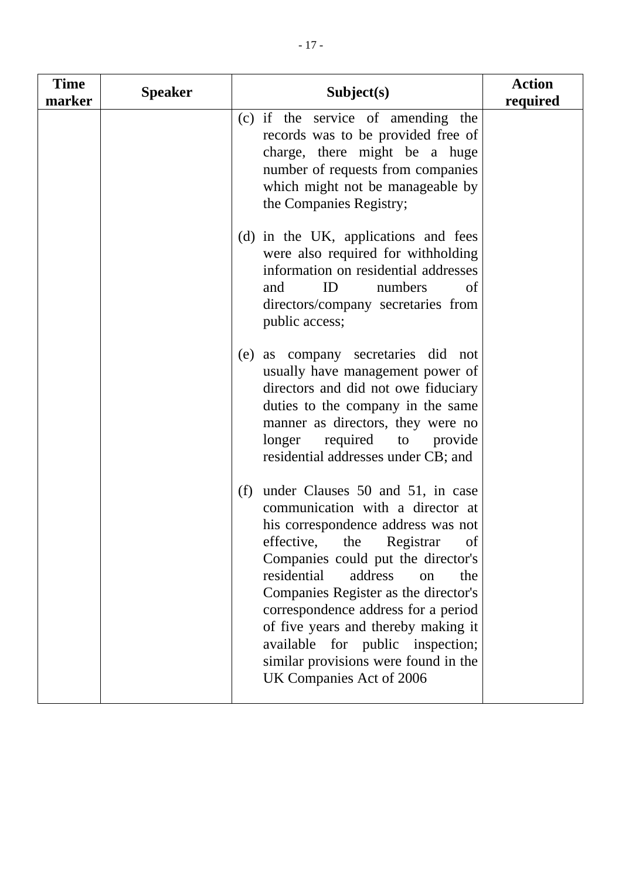| Time marker | Speaker | Subject(s) | Action required |
|---|---|---|---|
| | | (c) if the service of amending the records was to be provided free of charge, there might be a huge number of requests from companies which might not be manageable by the Companies Registry;<br><br>(d) in the UK, applications and fees were also required for withholding information on residential addresses and ID numbers of directors/company secretaries from public access;<br><br>(e) as company secretaries did not usually have management power of directors and did not owe fiduciary duties to the company in the same manner as directors, they were no longer required to provide residential addresses under CB; and<br><br>(f) under Clauses 50 and 51, in case communication with a director at his correspondence address was not effective, the Registrar of Companies could put the director's residential address on the Companies Register as the director's correspondence address for a period of five years and thereby making it available for public inspection; similar provisions were found in the UK Companies Act of 2006 | |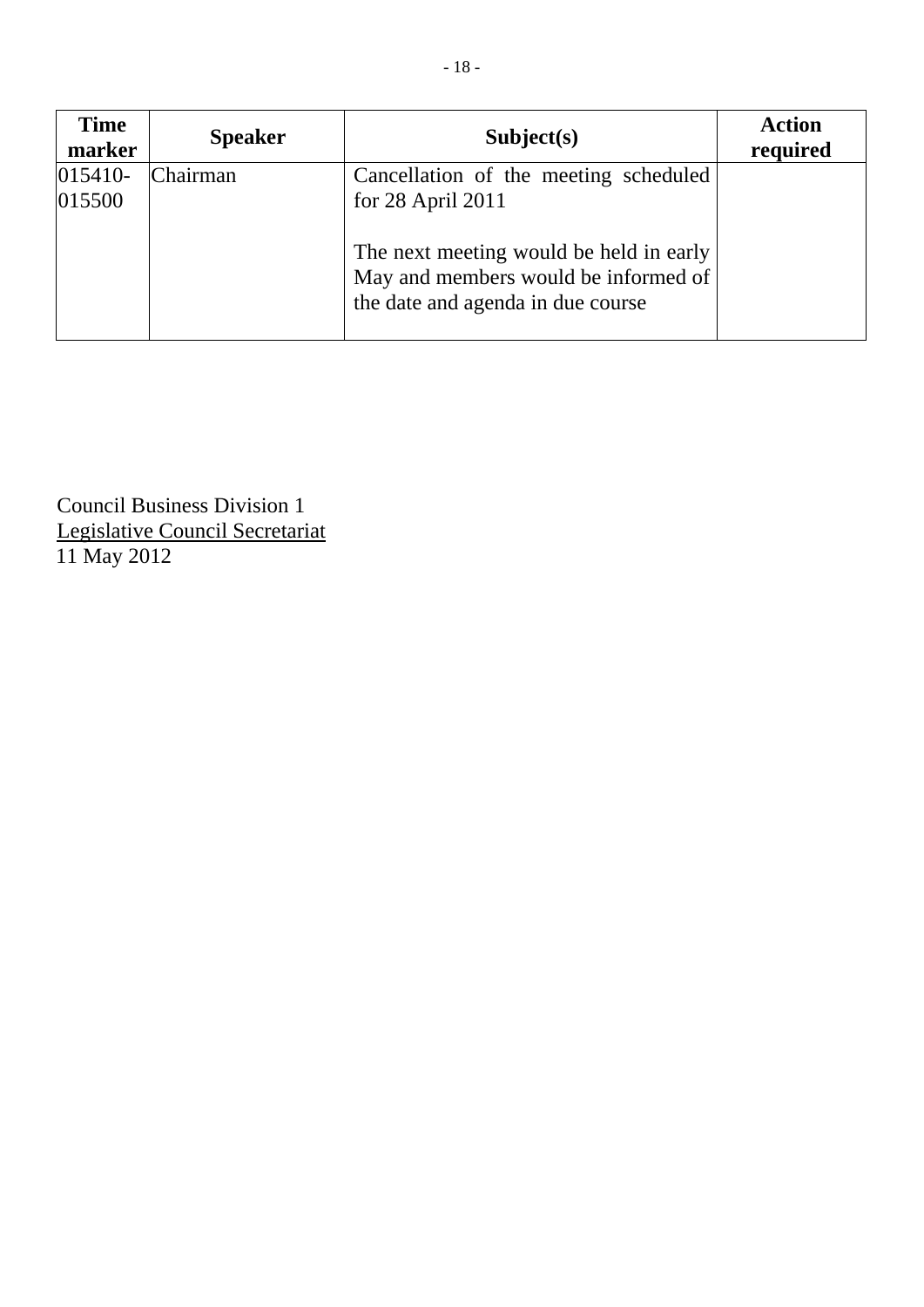| Time marker | Speaker | Subject(s) | Action required |
|---|---|---|---|
| 015410-015500 | Chairman | Cancellation of the meeting scheduled for 28 April 2011<br><br>The next meeting would be held in early May and members would be informed of the date and agenda in due course | |

Council Business Division 1
Legislative Council Secretariat
11 May 2012